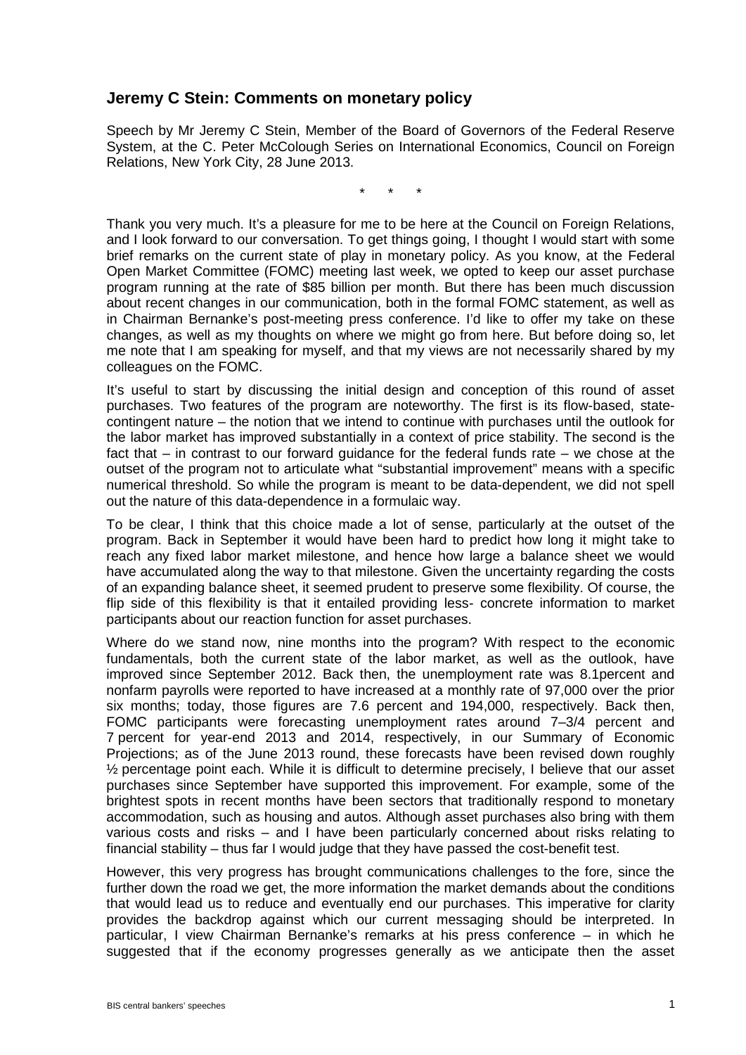## Jeremy C Stein: Comments on monetary policy

Speech by Mr Jeremy C Stein, Member of the Board of Governors of the Federal Reserve System, at the C. Peter McColough Series on International Economics, Council on Foreign Relations, New York City, 28 June 2013.

\*   \*   \*

Thank you very much. It's a pleasure for me to be here at the Council on Foreign Relations, and I look forward to our conversation. To get things going, I thought I would start with some brief remarks on the current state of play in monetary policy. As you know, at the Federal Open Market Committee (FOMC) meeting last week, we opted to keep our asset purchase program running at the rate of $85 billion per month. But there has been much discussion about recent changes in our communication, both in the formal FOMC statement, as well as in Chairman Bernanke's post-meeting press conference. I'd like to offer my take on these changes, as well as my thoughts on where we might go from here. But before doing so, let me note that I am speaking for myself, and that my views are not necessarily shared by my colleagues on the FOMC.

It's useful to start by discussing the initial design and conception of this round of asset purchases. Two features of the program are noteworthy. The first is its flow-based, state-contingent nature – the notion that we intend to continue with purchases until the outlook for the labor market has improved substantially in a context of price stability. The second is the fact that – in contrast to our forward guidance for the federal funds rate – we chose at the outset of the program not to articulate what "substantial improvement" means with a specific numerical threshold. So while the program is meant to be data-dependent, we did not spell out the nature of this data-dependence in a formulaic way.

To be clear, I think that this choice made a lot of sense, particularly at the outset of the program. Back in September it would have been hard to predict how long it might take to reach any fixed labor market milestone, and hence how large a balance sheet we would have accumulated along the way to that milestone. Given the uncertainty regarding the costs of an expanding balance sheet, it seemed prudent to preserve some flexibility. Of course, the flip side of this flexibility is that it entailed providing less- concrete information to market participants about our reaction function for asset purchases.

Where do we stand now, nine months into the program? With respect to the economic fundamentals, both the current state of the labor market, as well as the outlook, have improved since September 2012. Back then, the unemployment rate was 8.1percent and nonfarm payrolls were reported to have increased at a monthly rate of 97,000 over the prior six months; today, those figures are 7.6 percent and 194,000, respectively. Back then, FOMC participants were forecasting unemployment rates around 7–3/4 percent and 7 percent for year-end 2013 and 2014, respectively, in our Summary of Economic Projections; as of the June 2013 round, these forecasts have been revised down roughly ½ percentage point each. While it is difficult to determine precisely, I believe that our asset purchases since September have supported this improvement. For example, some of the brightest spots in recent months have been sectors that traditionally respond to monetary accommodation, such as housing and autos. Although asset purchases also bring with them various costs and risks – and I have been particularly concerned about risks relating to financial stability – thus far I would judge that they have passed the cost-benefit test.

However, this very progress has brought communications challenges to the fore, since the further down the road we get, the more information the market demands about the conditions that would lead us to reduce and eventually end our purchases. This imperative for clarity provides the backdrop against which our current messaging should be interpreted. In particular, I view Chairman Bernanke's remarks at his press conference – in which he suggested that if the economy progresses generally as we anticipate then the asset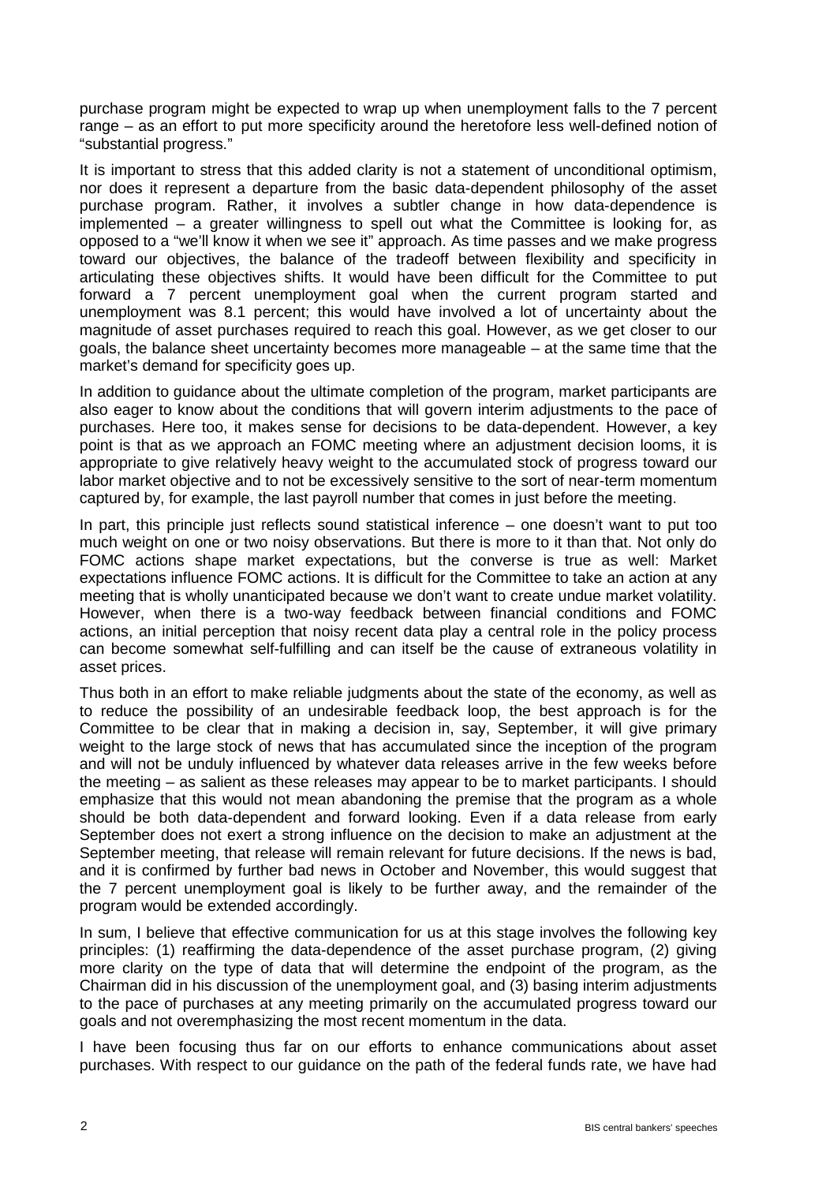purchase program might be expected to wrap up when unemployment falls to the 7 percent range – as an effort to put more specificity around the heretofore less well-defined notion of "substantial progress."

It is important to stress that this added clarity is not a statement of unconditional optimism, nor does it represent a departure from the basic data-dependent philosophy of the asset purchase program. Rather, it involves a subtler change in how data-dependence is implemented – a greater willingness to spell out what the Committee is looking for, as opposed to a "we'll know it when we see it" approach. As time passes and we make progress toward our objectives, the balance of the tradeoff between flexibility and specificity in articulating these objectives shifts. It would have been difficult for the Committee to put forward a 7 percent unemployment goal when the current program started and unemployment was 8.1 percent; this would have involved a lot of uncertainty about the magnitude of asset purchases required to reach this goal. However, as we get closer to our goals, the balance sheet uncertainty becomes more manageable – at the same time that the market's demand for specificity goes up.

In addition to guidance about the ultimate completion of the program, market participants are also eager to know about the conditions that will govern interim adjustments to the pace of purchases. Here too, it makes sense for decisions to be data-dependent. However, a key point is that as we approach an FOMC meeting where an adjustment decision looms, it is appropriate to give relatively heavy weight to the accumulated stock of progress toward our labor market objective and to not be excessively sensitive to the sort of near-term momentum captured by, for example, the last payroll number that comes in just before the meeting.

In part, this principle just reflects sound statistical inference – one doesn't want to put too much weight on one or two noisy observations. But there is more to it than that. Not only do FOMC actions shape market expectations, but the converse is true as well: Market expectations influence FOMC actions. It is difficult for the Committee to take an action at any meeting that is wholly unanticipated because we don't want to create undue market volatility. However, when there is a two-way feedback between financial conditions and FOMC actions, an initial perception that noisy recent data play a central role in the policy process can become somewhat self-fulfilling and can itself be the cause of extraneous volatility in asset prices.

Thus both in an effort to make reliable judgments about the state of the economy, as well as to reduce the possibility of an undesirable feedback loop, the best approach is for the Committee to be clear that in making a decision in, say, September, it will give primary weight to the large stock of news that has accumulated since the inception of the program and will not be unduly influenced by whatever data releases arrive in the few weeks before the meeting – as salient as these releases may appear to be to market participants. I should emphasize that this would not mean abandoning the premise that the program as a whole should be both data-dependent and forward looking. Even if a data release from early September does not exert a strong influence on the decision to make an adjustment at the September meeting, that release will remain relevant for future decisions. If the news is bad, and it is confirmed by further bad news in October and November, this would suggest that the 7 percent unemployment goal is likely to be further away, and the remainder of the program would be extended accordingly.

In sum, I believe that effective communication for us at this stage involves the following key principles: (1) reaffirming the data-dependence of the asset purchase program, (2) giving more clarity on the type of data that will determine the endpoint of the program, as the Chairman did in his discussion of the unemployment goal, and (3) basing interim adjustments to the pace of purchases at any meeting primarily on the accumulated progress toward our goals and not overemphasizing the most recent momentum in the data.

I have been focusing thus far on our efforts to enhance communications about asset purchases. With respect to our guidance on the path of the federal funds rate, we have had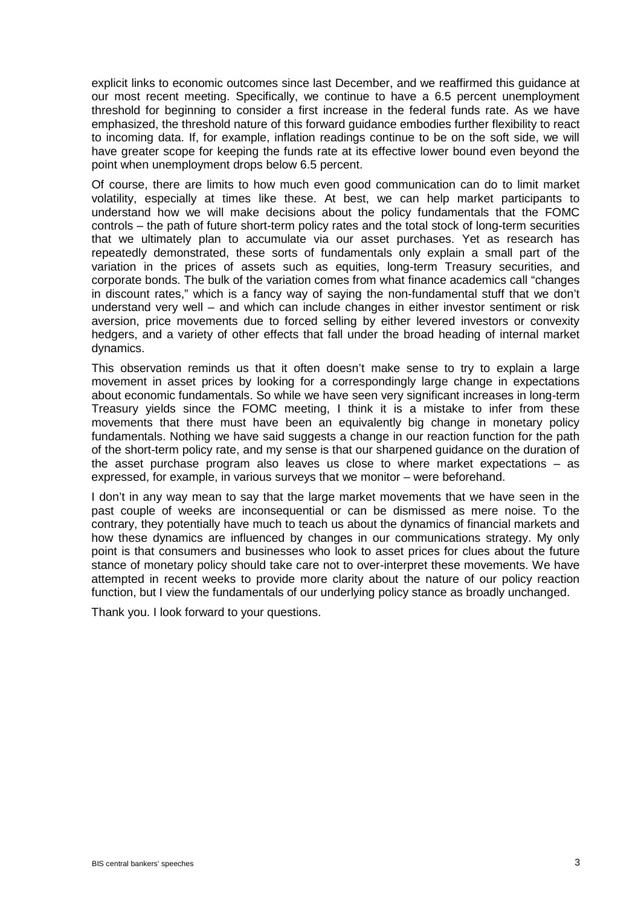explicit links to economic outcomes since last December, and we reaffirmed this guidance at our most recent meeting. Specifically, we continue to have a 6.5 percent unemployment threshold for beginning to consider a first increase in the federal funds rate. As we have emphasized, the threshold nature of this forward guidance embodies further flexibility to react to incoming data. If, for example, inflation readings continue to be on the soft side, we will have greater scope for keeping the funds rate at its effective lower bound even beyond the point when unemployment drops below 6.5 percent.

Of course, there are limits to how much even good communication can do to limit market volatility, especially at times like these. At best, we can help market participants to understand how we will make decisions about the policy fundamentals that the FOMC controls – the path of future short-term policy rates and the total stock of long-term securities that we ultimately plan to accumulate via our asset purchases. Yet as research has repeatedly demonstrated, these sorts of fundamentals only explain a small part of the variation in the prices of assets such as equities, long-term Treasury securities, and corporate bonds. The bulk of the variation comes from what finance academics call "changes in discount rates," which is a fancy way of saying the non-fundamental stuff that we don't understand very well – and which can include changes in either investor sentiment or risk aversion, price movements due to forced selling by either levered investors or convexity hedgers, and a variety of other effects that fall under the broad heading of internal market dynamics.

This observation reminds us that it often doesn't make sense to try to explain a large movement in asset prices by looking for a correspondingly large change in expectations about economic fundamentals. So while we have seen very significant increases in long-term Treasury yields since the FOMC meeting, I think it is a mistake to infer from these movements that there must have been an equivalently big change in monetary policy fundamentals. Nothing we have said suggests a change in our reaction function for the path of the short-term policy rate, and my sense is that our sharpened guidance on the duration of the asset purchase program also leaves us close to where market expectations – as expressed, for example, in various surveys that we monitor – were beforehand.

I don't in any way mean to say that the large market movements that we have seen in the past couple of weeks are inconsequential or can be dismissed as mere noise. To the contrary, they potentially have much to teach us about the dynamics of financial markets and how these dynamics are influenced by changes in our communications strategy. My only point is that consumers and businesses who look to asset prices for clues about the future stance of monetary policy should take care not to over-interpret these movements. We have attempted in recent weeks to provide more clarity about the nature of our policy reaction function, but I view the fundamentals of our underlying policy stance as broadly unchanged.

Thank you. I look forward to your questions.